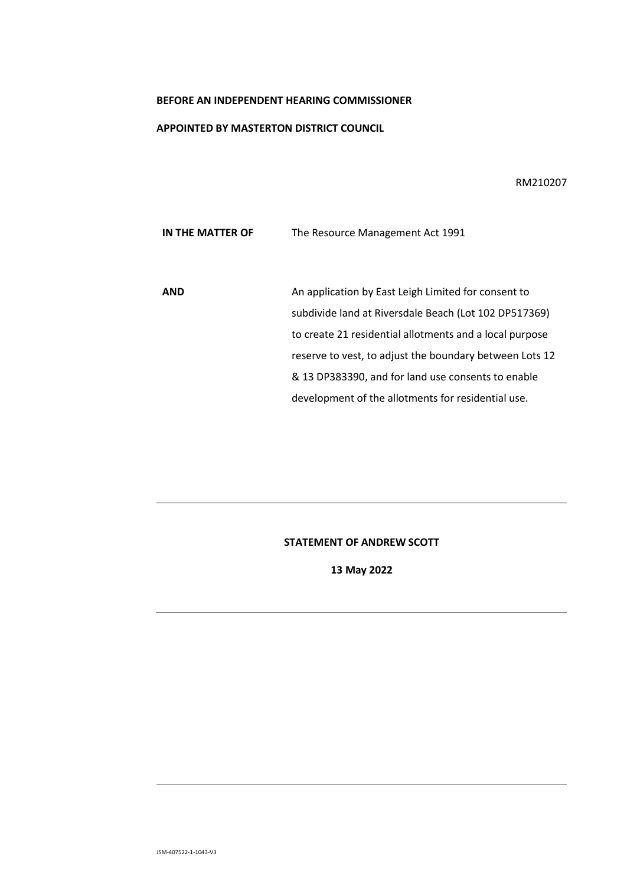**BEFORE AN INDEPENDENT HEARING COMMISSIONER**

**APPOINTED BY MASTERTON DISTRICT COUNCIL**

RM210207

| | |
|---|---|
| **IN THE MATTER OF** | The Resource Management Act 1991 |
| **AND** | An application by East Leigh Limited for consent to subdivide land at Riversdale Beach (Lot 102 DP517369) to create 21 residential allotments and a local purpose reserve to vest, to adjust the boundary between Lots 12 & 13 DP383390, and for land use consents to enable development of the allotments for residential use. |

---

**STATEMENT OF ANDREW SCOTT**

**13 May 2022**

---

JSM-407522-1-1043-V3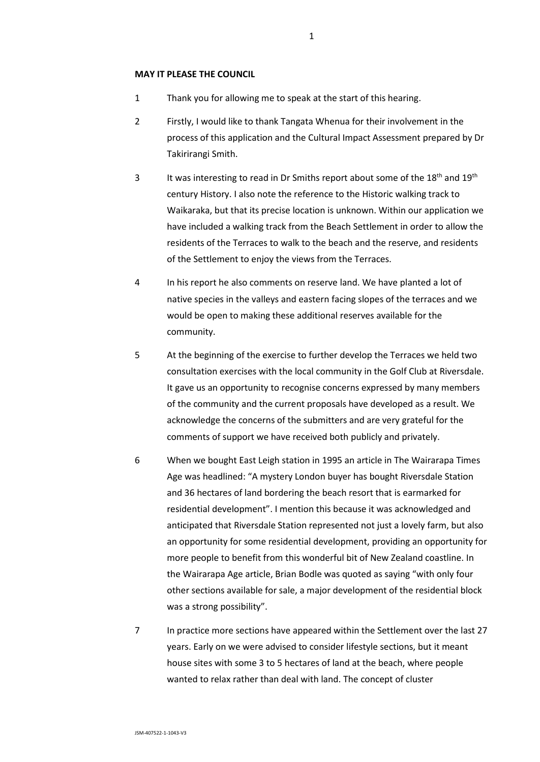**MAY IT PLEASE THE COUNCIL**

1. Thank you for allowing me to speak at the start of this hearing.

2. Firstly, I would like to thank Tangata Whenua for their involvement in the process of this application and the Cultural Impact Assessment prepared by Dr Takirirangi Smith.

3. It was interesting to read in Dr Smiths report about some of the 18th and 19th century History. I also note the reference to the Historic walking track to Waikaraka, but that its precise location is unknown. Within our application we have included a walking track from the Beach Settlement in order to allow the residents of the Terraces to walk to the beach and the reserve, and residents of the Settlement to enjoy the views from the Terraces.

4. In his report he also comments on reserve land. We have planted a lot of native species in the valleys and eastern facing slopes of the terraces and we would be open to making these additional reserves available for the community.

5. At the beginning of the exercise to further develop the Terraces we held two consultation exercises with the local community in the Golf Club at Riversdale. It gave us an opportunity to recognise concerns expressed by many members of the community and the current proposals have developed as a result. We acknowledge the concerns of the submitters and are very grateful for the comments of support we have received both publicly and privately.

6. When we bought East Leigh station in 1995 an article in The Wairarapa Times Age was headlined: "A mystery London buyer has bought Riversdale Station and 36 hectares of land bordering the beach resort that is earmarked for residential development". I mention this because it was acknowledged and anticipated that Riversdale Station represented not just a lovely farm, but also an opportunity for some residential development, providing an opportunity for more people to benefit from this wonderful bit of New Zealand coastline. In the Wairarapa Age article, Brian Bodle was quoted as saying "with only four other sections available for sale, a major development of the residential block was a strong possibility".

7. In practice more sections have appeared within the Settlement over the last 27 years. Early on we were advised to consider lifestyle sections, but it meant house sites with some 3 to 5 hectares of land at the beach, where people wanted to relax rather than deal with land. The concept of cluster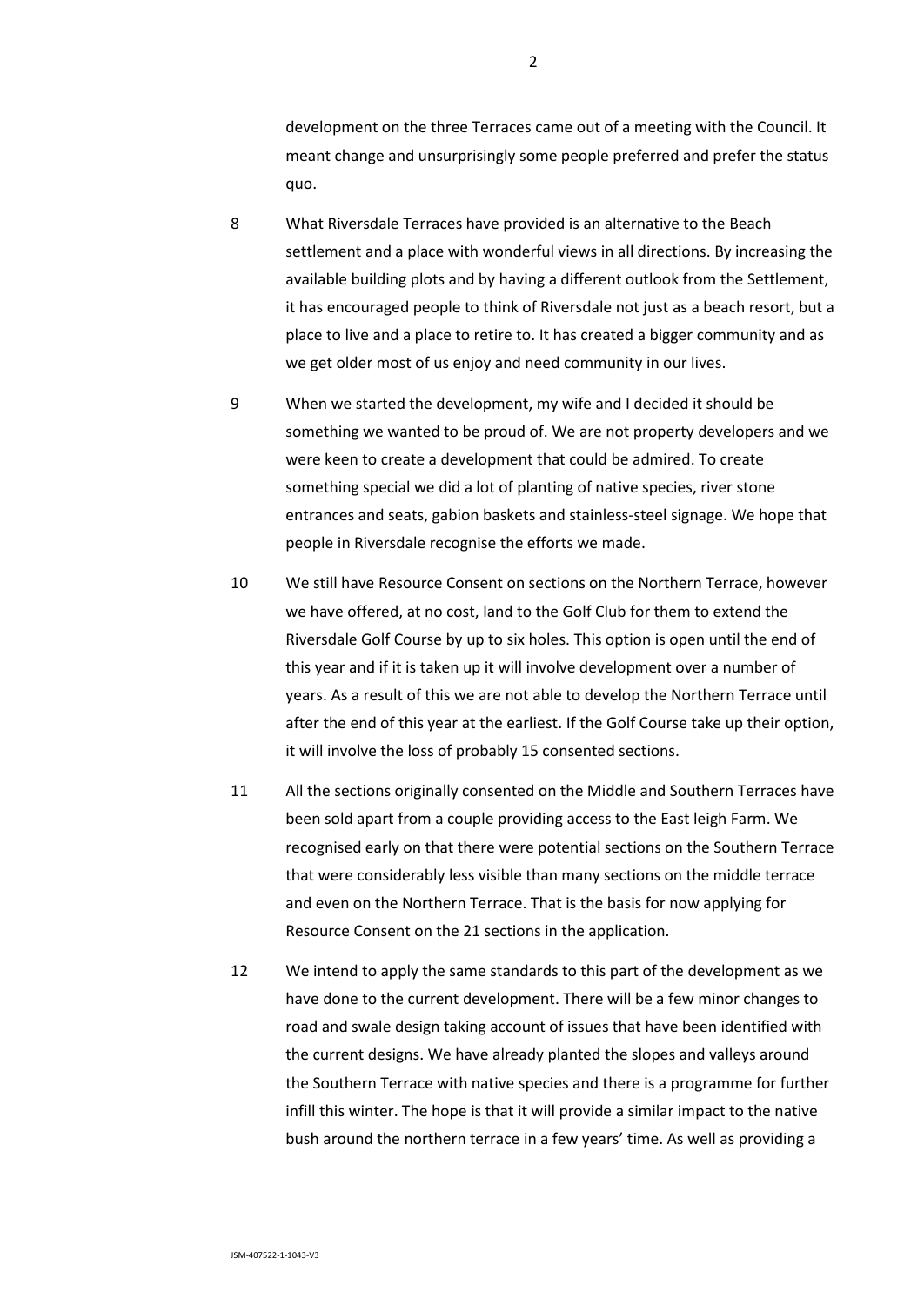development on the three Terraces came out of a meeting with the Council. It meant change and unsurprisingly some people preferred and prefer the status quo.

8 What Riversdale Terraces have provided is an alternative to the Beach settlement and a place with wonderful views in all directions. By increasing the available building plots and by having a different outlook from the Settlement, it has encouraged people to think of Riversdale not just as a beach resort, but a place to live and a place to retire to. It has created a bigger community and as we get older most of us enjoy and need community in our lives.

9 When we started the development, my wife and I decided it should be something we wanted to be proud of. We are not property developers and we were keen to create a development that could be admired. To create something special we did a lot of planting of native species, river stone entrances and seats, gabion baskets and stainless-steel signage. We hope that people in Riversdale recognise the efforts we made.

10 We still have Resource Consent on sections on the Northern Terrace, however we have offered, at no cost, land to the Golf Club for them to extend the Riversdale Golf Course by up to six holes. This option is open until the end of this year and if it is taken up it will involve development over a number of years. As a result of this we are not able to develop the Northern Terrace until after the end of this year at the earliest. If the Golf Course take up their option, it will involve the loss of probably 15 consented sections.

11 All the sections originally consented on the Middle and Southern Terraces have been sold apart from a couple providing access to the East leigh Farm. We recognised early on that there were potential sections on the Southern Terrace that were considerably less visible than many sections on the middle terrace and even on the Northern Terrace. That is the basis for now applying for Resource Consent on the 21 sections in the application.

12 We intend to apply the same standards to this part of the development as we have done to the current development. There will be a few minor changes to road and swale design taking account of issues that have been identified with the current designs. We have already planted the slopes and valleys around the Southern Terrace with native species and there is a programme for further infill this winter. The hope is that it will provide a similar impact to the native bush around the northern terrace in a few years' time. As well as providing a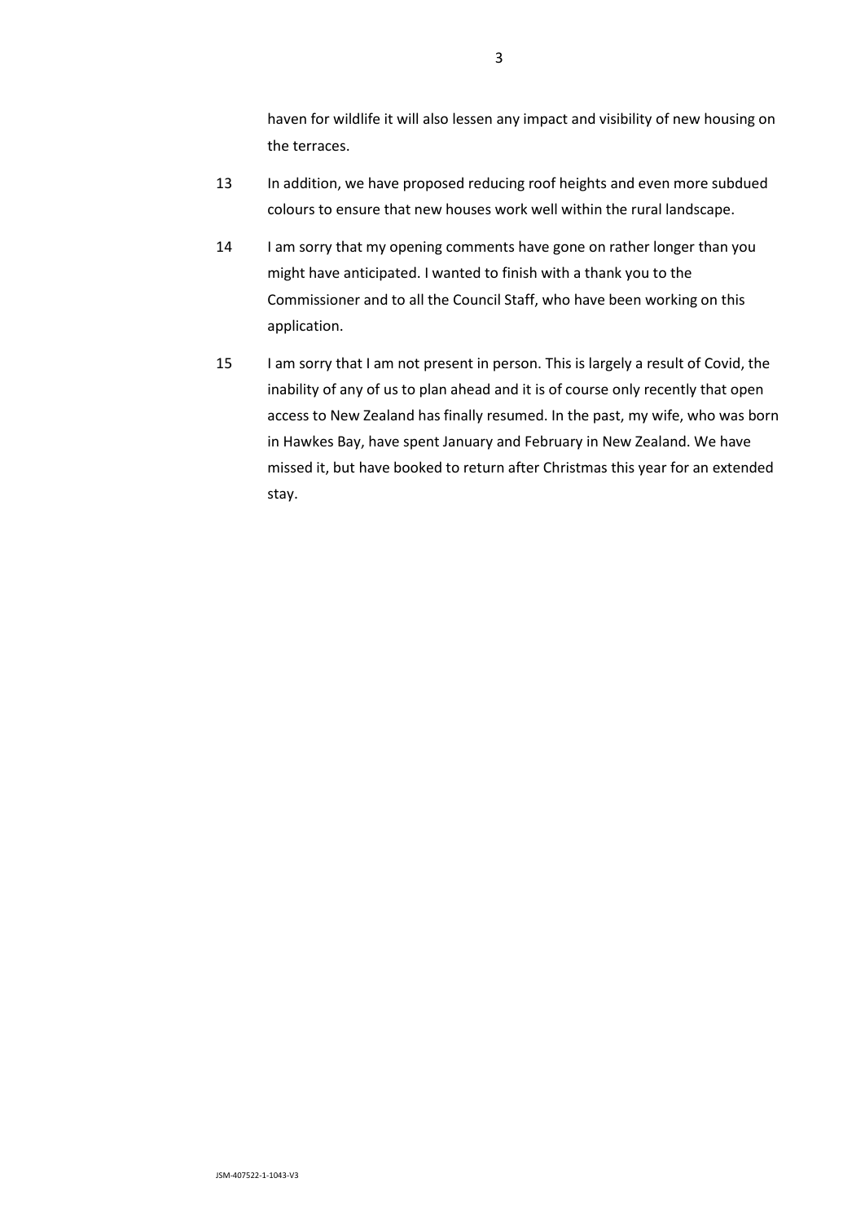haven for wildlife it will also lessen any impact and visibility of new housing on the terraces.

13 In addition, we have proposed reducing roof heights and even more subdued colours to ensure that new houses work well within the rural landscape.

14 I am sorry that my opening comments have gone on rather longer than you might have anticipated. I wanted to finish with a thank you to the Commissioner and to all the Council Staff, who have been working on this application.

15 I am sorry that I am not present in person. This is largely a result of Covid, the inability of any of us to plan ahead and it is of course only recently that open access to New Zealand has finally resumed. In the past, my wife, who was born in Hawkes Bay, have spent January and February in New Zealand. We have missed it, but have booked to return after Christmas this year for an extended stay.